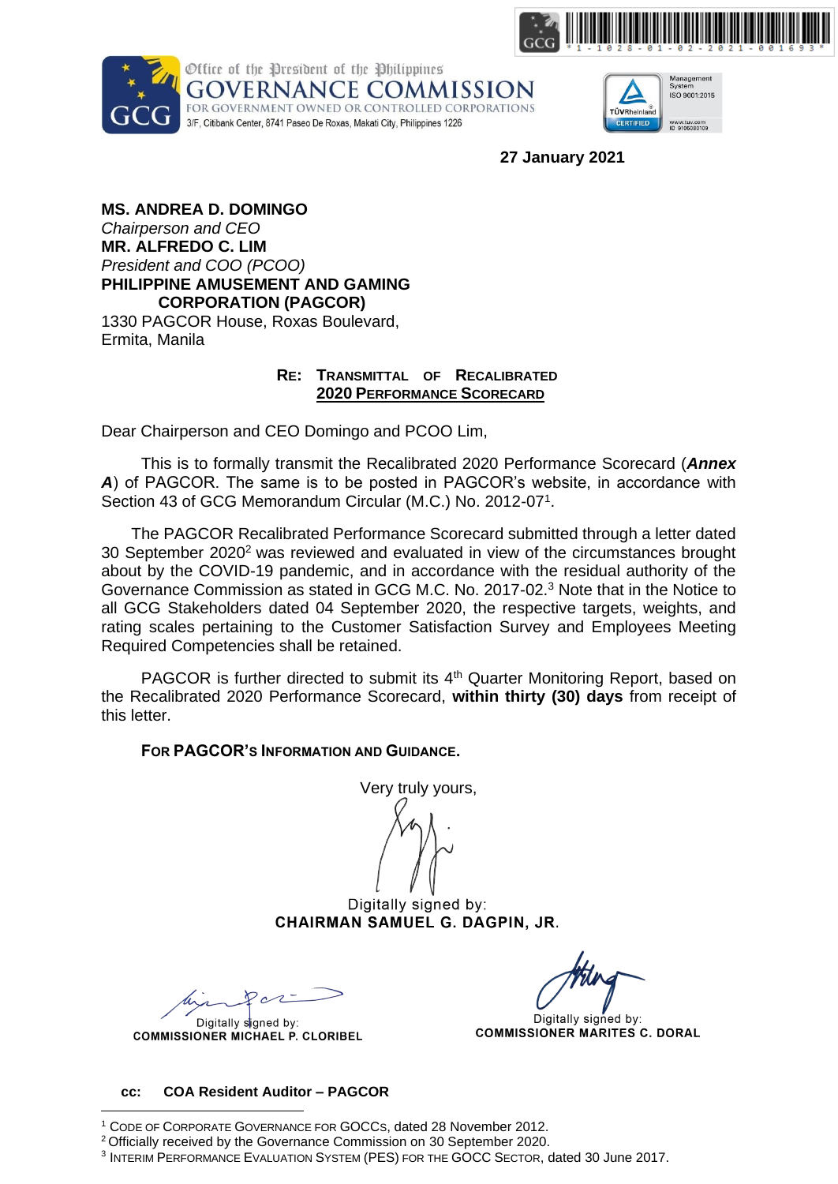Office of the President of the Philippines
**GOVERNANCE COMMISSION**
FOR GOVERNMENT OWNED OR CONTROLLED CORPORATIONS
3/F, Citibank Center, 8741 Paseo De Roxas, Makati City, Philippines 1226

**27 January 2021**

**MS. ANDREA D. DOMINGO**
*Chairperson and CEO*
**MR. ALFREDO C. LIM**
*President and COO (PCOO)*
**PHILIPPINE AMUSEMENT AND GAMING CORPORATION (PAGCOR)**
1330 PAGCOR House, Roxas Boulevard,
Ermita, Manila

**RE: TRANSMITTAL OF RECALIBRATED 2020 PERFORMANCE SCORECARD**

Dear Chairperson and CEO Domingo and PCOO Lim,

This is to formally transmit the Recalibrated 2020 Performance Scorecard (***Annex A***) of PAGCOR. The same is to be posted in PAGCOR's website, in accordance with Section 43 of GCG Memorandum Circular (M.C.) No. 2012-07[1].

The PAGCOR Recalibrated Performance Scorecard submitted through a letter dated 30 September 2020[2] was reviewed and evaluated in view of the circumstances brought about by the COVID-19 pandemic, and in accordance with the residual authority of the Governance Commission as stated in GCG M.C. No. 2017-02.[3] Note that in the Notice to all GCG Stakeholders dated 04 September 2020, the respective targets, weights, and rating scales pertaining to the Customer Satisfaction Survey and Employees Meeting Required Competencies shall be retained.

PAGCOR is further directed to submit its 4th Quarter Monitoring Report, based on the Recalibrated 2020 Performance Scorecard, **within thirty (30) days** from receipt of this letter.

**FOR PAGCOR'S INFORMATION AND GUIDANCE.**

Very truly yours,

Digitally signed by:
**CHAIRMAN SAMUEL G. DAGPIN, JR.**

Digitally signed by:
**COMMISSIONER MICHAEL P. CLORIBEL**

Digitally signed by:
**COMMISSIONER MARITES C. DORAL**

**cc: COA Resident Auditor – PAGCOR**

---

[1] CODE OF CORPORATE GOVERNANCE FOR GOCCS, dated 28 November 2012.
[2] Officially received by the Governance Commission on 30 September 2020.
[3] INTERIM PERFORMANCE EVALUATION SYSTEM (PES) FOR THE GOCC SECTOR, dated 30 June 2017.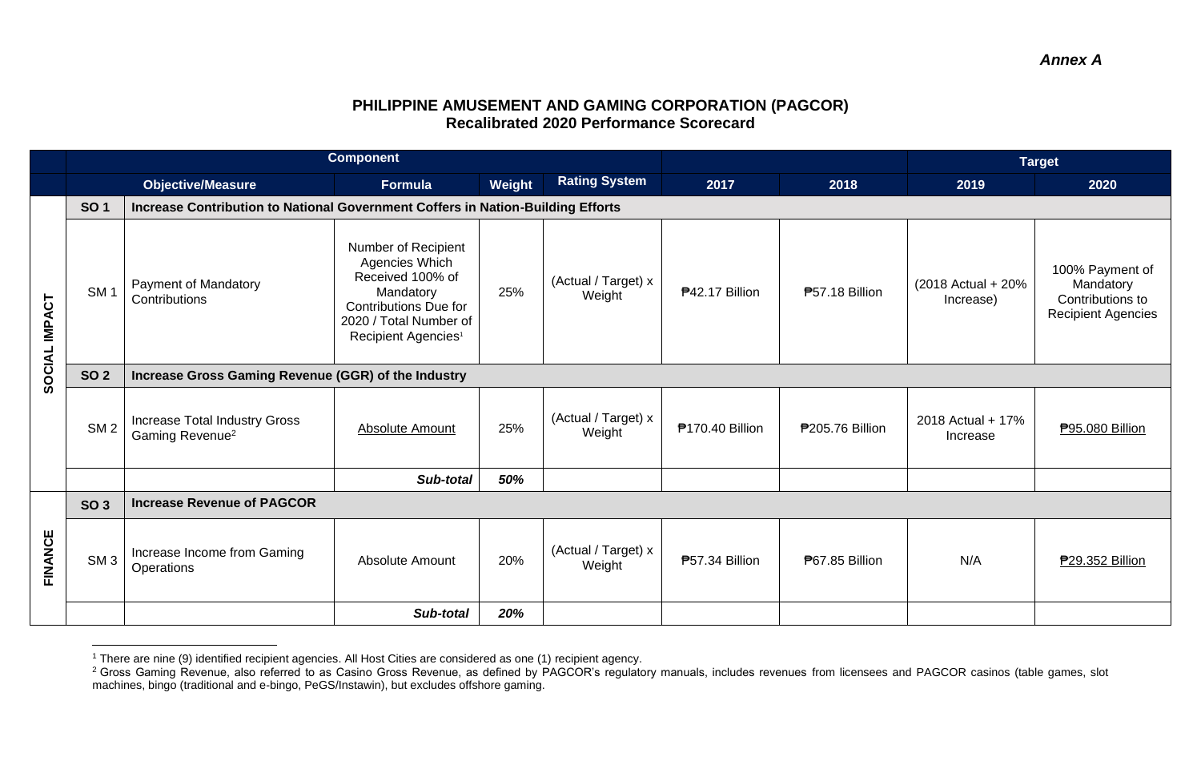*Annex A*

## PHILIPPINE AMUSEMENT AND GAMING CORPORATION (PAGCOR)
## Recalibrated 2020 Performance Scorecard

| | Component | | | | | | | Target | |
|---|---|---|---|---|---|---|---|---|---|
| | Objective/Measure | | Formula | Weight | Rating System | 2017 | 2018 | 2019 | 2020 |
| SOCIAL IMPACT | SO 1 | Increase Contribution to National Government Coffers in Nation-Building Efforts | | | | | | | |
| | SM 1 | Payment of Mandatory Contributions | Number of Recipient Agencies Which Received 100% of Mandatory Contributions Due for 2020 / Total Number of Recipient Agencies[1] | 25% | (Actual / Target) x Weight | ₱42.17 Billion | ₱57.18 Billion | (2018 Actual + 20% Increase) | 100% Payment of Mandatory Contributions to Recipient Agencies |
| | SO 2 | Increase Gross Gaming Revenue (GGR) of the Industry | | | | | | | |
| | SM 2 | Increase Total Industry Gross Gaming Revenue[2] | Absolute Amount | 25% | (Actual / Target) x Weight | ₱170.40 Billion | ₱205.76 Billion | 2018 Actual + 17% Increase | ₱95.080 Billion |
| | | | ***Sub-total*** | ***50%*** | | | | | |
| FINANCE | SO 3 | Increase Revenue of PAGCOR | | | | | | | |
| | SM 3 | Increase Income from Gaming Operations | Absolute Amount | 20% | (Actual / Target) x Weight | ₱57.34 Billion | ₱67.85 Billion | N/A | ₱29.352 Billion |
| | | | ***Sub-total*** | ***20%*** | | | | | |

[1] There are nine (9) identified recipient agencies. All Host Cities are considered as one (1) recipient agency.

[2] Gross Gaming Revenue, also referred to as Casino Gross Revenue, as defined by PAGCOR's regulatory manuals, includes revenues from licensees and PAGCOR casinos (table games, slot machines, bingo (traditional and e-bingo, PeGS/Instawin), but excludes offshore gaming.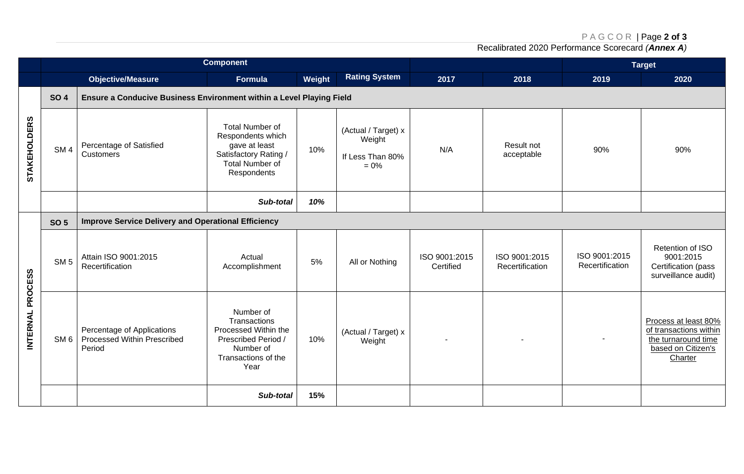| | Component | | | | | | Target | |
|---|---|---|---|---|---|---|---|---|
| | **Objective/Measure** | **Formula** | **Weight** | **Rating System** | **2017** | **2018** | **2019** | **2020** |
| **STAKEHOLDERS** | **SO 4** | **Ensure a Conducive Business Environment within a Level Playing Field** | | | | | | |
| | SM 4 | Percentage of Satisfied Customers | Total Number of Respondents which gave at least Satisfactory Rating / Total Number of Respondents | 10% | (Actual / Target) x Weight If Less Than 80% = 0% | N/A | Result not acceptable | 90% | 90% |
| | | | ***Sub-total*** | ***10%*** | | | | | |
| **INTERNAL PROCESS** | **SO 5** | **Improve Service Delivery and Operational Efficiency** | | | | | | |
| | SM 5 | Attain ISO 9001:2015 Recertification | Actual Accomplishment | 5% | All or Nothing | ISO 9001:2015 Certified | ISO 9001:2015 Recertification | ISO 9001:2015 Recertification | Retention of ISO 9001:2015 Certification (pass surveillance audit) |
| | SM 6 | Percentage of Applications Processed Within Prescribed Period | Number of Transactions Processed Within the Prescribed Period / Number of Transactions of the Year | 10% | (Actual / Target) x Weight | - | - | - | <u>Process at least 80% of transactions within the turnaround time based on Citizen's Charter</u> |
| | | | ***Sub-total*** | **15%** | | | | | |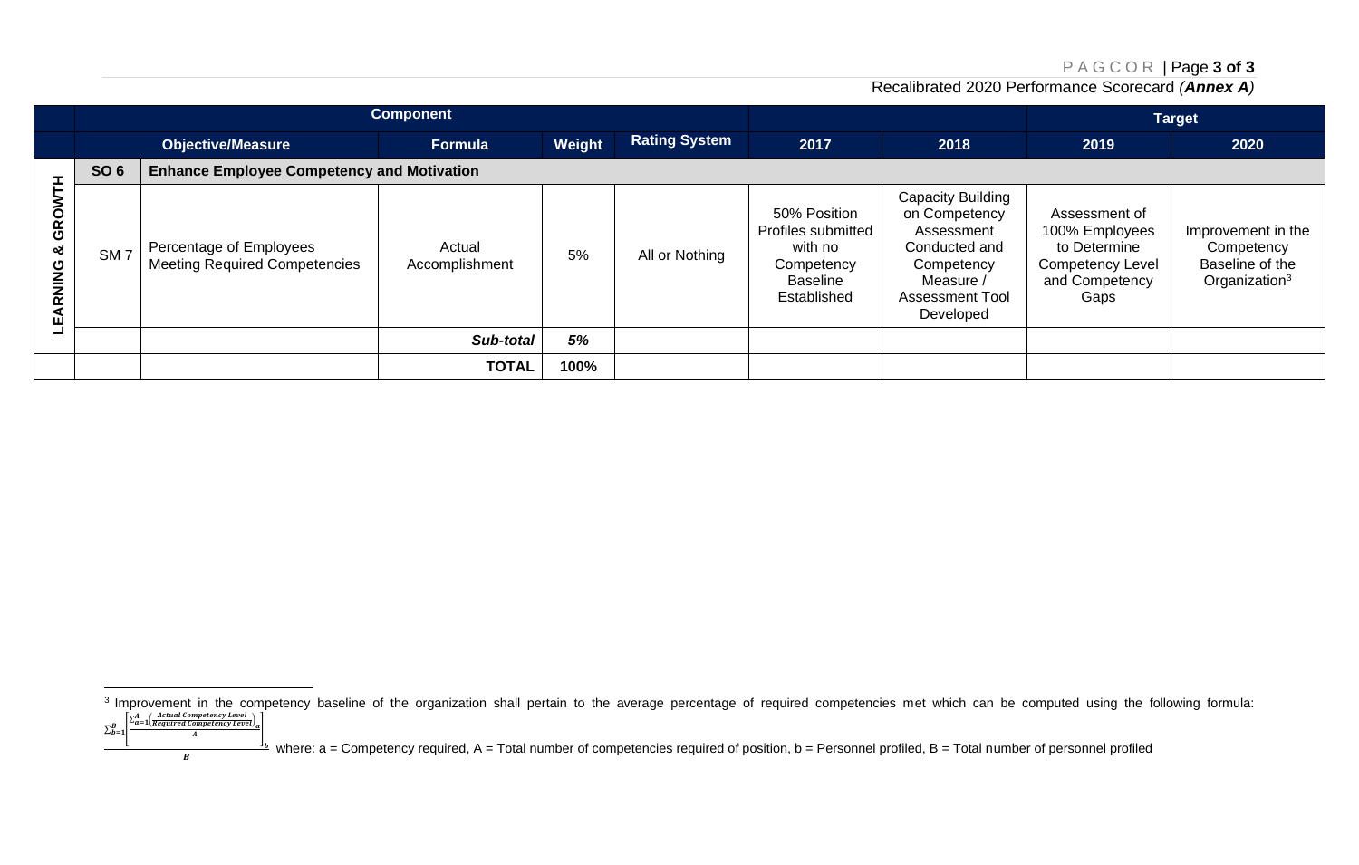| | Component | | | | | | Target | |
|---|---|---|---|---|---|---|---|---|
| | Objective/Measure | | Formula | Weight | Rating System | 2017 | 2018 | 2019 | 2020 |
| LEARNING & GROWTH | SO 6 | Enhance Employee Competency and Motivation | | | | | | | |
| | SM 7 | Percentage of Employees Meeting Required Competencies | Actual Accomplishment | 5% | All or Nothing | 50% Position Profiles submitted with no Competency Baseline Established | Capacity Building on Competency Assessment Conducted and Competency Measure / Assessment Tool Developed | Assessment of 100% Employees to Determine Competency Level and Competency Gaps | Improvement in the Competency Baseline of the Organization[3] |
| | | | ***Sub-total*** | ***5%*** | | | | | |
| | | | **TOTAL** | **100%** | | | | | |

[3] Improvement in the competency baseline of the organization shall pertain to the average percentage of required competencies met which can be computed using the following formula:

$$\frac{\sum_{b=1}^{B}\left[\frac{\sum_{a=1}^{A}\left(\frac{\text{Actual Competency Level}}{\text{Required Competency Level}}\right)_a}{A}\right]_b}{B}$$

where: a = Competency required, A = Total number of competencies required of position, b = Personnel profiled, B = Total number of personnel profiled